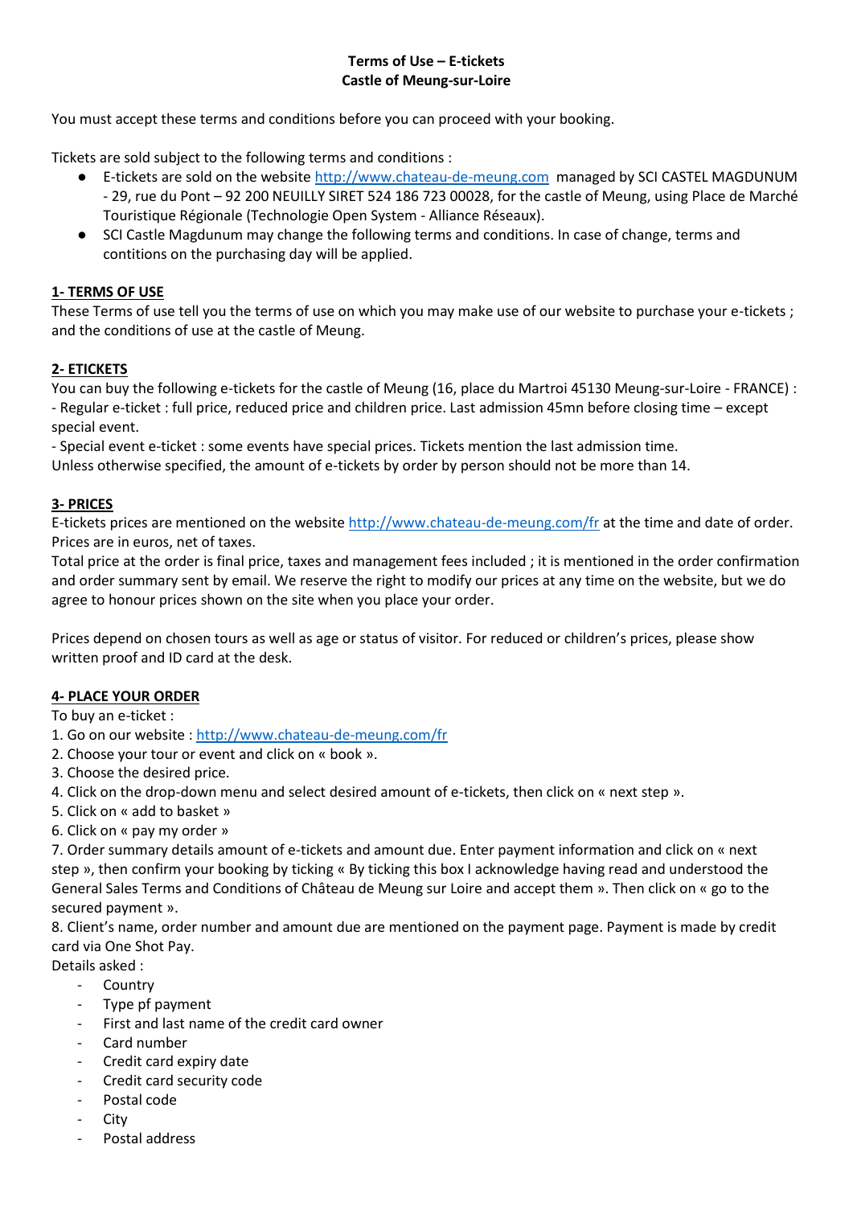**Terms of Use – E-tickets**
**Castle of Meung-sur-Loire**

You must accept these terms and conditions before you can proceed with your booking.

Tickets are sold subject to the following terms and conditions :

- E-tickets are sold on the website http://www.chateau-de-meung.com managed by SCI CASTEL MAGDUNUM - 29, rue du Pont – 92 200 NEUILLY SIRET 524 186 723 00028, for the castle of Meung, using Place de Marché Touristique Régionale (Technologie Open System - Alliance Réseaux).
- SCI Castle Magdunum may change the following terms and conditions. In case of change, terms and contitions on the purchasing day will be applied.

**1- TERMS OF USE**

These Terms of use tell you the terms of use on which you may make use of our website to purchase your e-tickets ; and the conditions of use at the castle of Meung.

**2- ETICKETS**

You can buy the following e-tickets for the castle of Meung (16, place du Martroi 45130 Meung-sur-Loire - FRANCE) :
- Regular e-ticket : full price, reduced price and children price. Last admission 45mn before closing time – except special event.
- Special event e-ticket : some events have special prices. Tickets mention the last admission time.
Unless otherwise specified, the amount of e-tickets by order by person should not be more than 14.

**3- PRICES**

E-tickets prices are mentioned on the website http://www.chateau-de-meung.com/fr at the time and date of order. Prices are in euros, net of taxes.
Total price at the order is final price, taxes and management fees included ; it is mentioned in the order confirmation and order summary sent by email. We reserve the right to modify our prices at any time on the website, but we do agree to honour prices shown on the site when you place your order.

Prices depend on chosen tours as well as age or status of visitor. For reduced or children's prices, please show written proof and ID card at the desk.

**4- PLACE YOUR ORDER**

To buy an e-ticket :
1. Go on our website : http://www.chateau-de-meung.com/fr
2. Choose your tour or event and click on « book ».
3. Choose the desired price.
4. Click on the drop-down menu and select desired amount of e-tickets, then click on « next step ».
5. Click on « add to basket »
6. Click on « pay my order »
7. Order summary details amount of e-tickets and amount due. Enter payment information and click on « next step », then confirm your booking by ticking « By ticking this box I acknowledge having read and understood the General Sales Terms and Conditions of Château de Meung sur Loire and accept them ». Then click on « go to the secured payment ».
8. Client's name, order number and amount due are mentioned on the payment page. Payment is made by credit card via One Shot Pay.

Details asked :
- Country
- Type pf payment
- First and last name of the credit card owner
- Card number
- Credit card expiry date
- Credit card security code
- Postal code
- City
- Postal address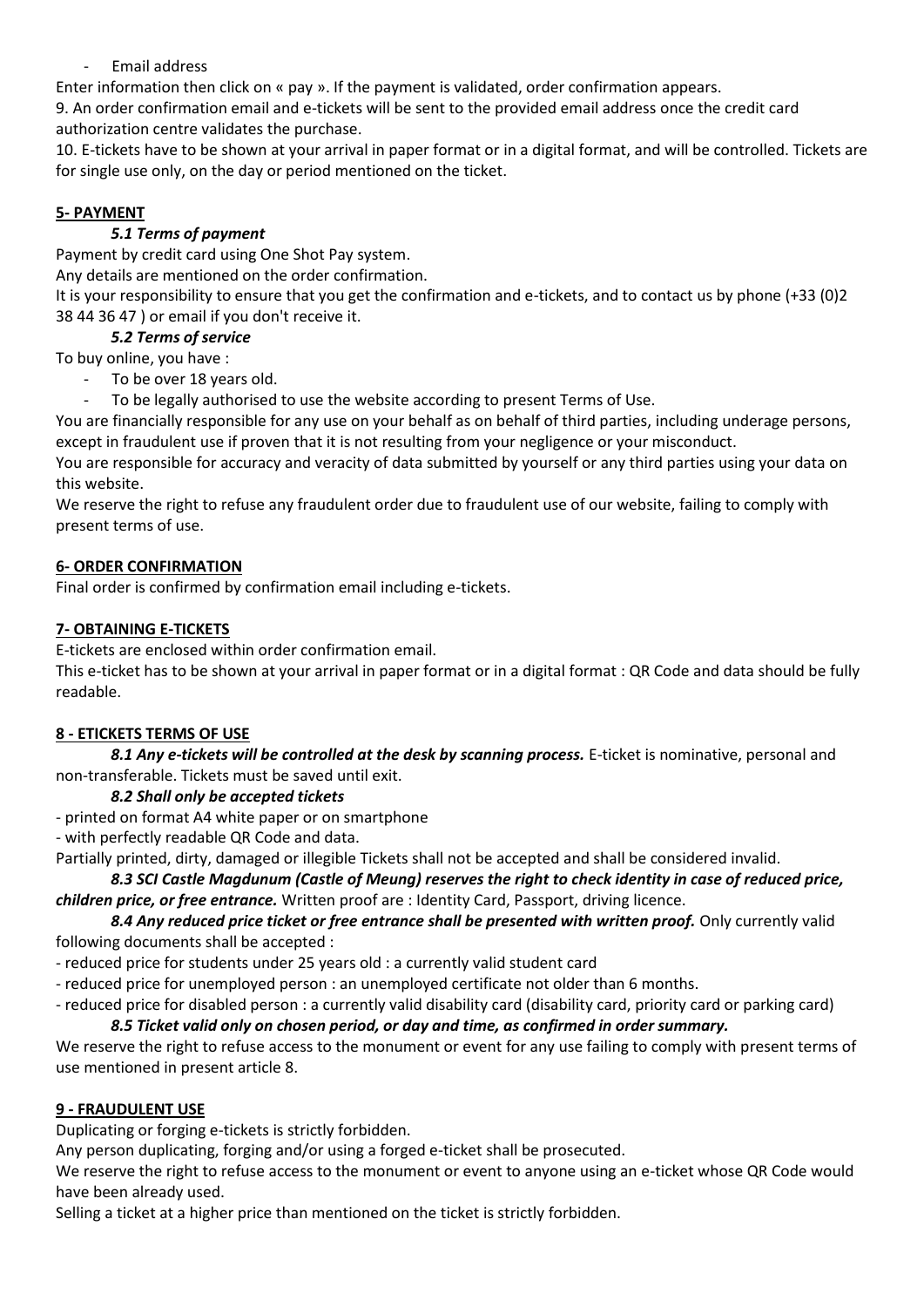- Email address

Enter information then click on « pay ». If the payment is validated, order confirmation appears.

9. An order confirmation email and e-tickets will be sent to the provided email address once the credit card authorization centre validates the purchase.

10. E-tickets have to be shown at your arrival in paper format or in a digital format, and will be controlled. Tickets are for single use only, on the day or period mentioned on the ticket.

## 5- PAYMENT

### *5.1 Terms of payment*

Payment by credit card using One Shot Pay system.

Any details are mentioned on the order confirmation.

It is your responsibility to ensure that you get the confirmation and e-tickets, and to contact us by phone (+33 (0)2 38 44 36 47 ) or email if you don't receive it.

### *5.2 Terms of service*

To buy online, you have :

- To be over 18 years old.
- To be legally authorised to use the website according to present Terms of Use.

You are financially responsible for any use on your behalf as on behalf of third parties, including underage persons, except in fraudulent use if proven that it is not resulting from your negligence or your misconduct.

You are responsible for accuracy and veracity of data submitted by yourself or any third parties using your data on this website.

We reserve the right to refuse any fraudulent order due to fraudulent use of our website, failing to comply with present terms of use.

## 6- ORDER CONFIRMATION

Final order is confirmed by confirmation email including e-tickets.

## 7- OBTAINING E-TICKETS

E-tickets are enclosed within order confirmation email.

This e-ticket has to be shown at your arrival in paper format or in a digital format : QR Code and data should be fully readable.

## 8 - ETICKETS TERMS OF USE

***8.1 Any e-tickets will be controlled at the desk by scanning process.*** E-ticket is nominative, personal and non-transferable. Tickets must be saved until exit.

***8.2 Shall only be accepted tickets***

- printed on format A4 white paper or on smartphone
- with perfectly readable QR Code and data.

Partially printed, dirty, damaged or illegible Tickets shall not be accepted and shall be considered invalid.

***8.3 SCI Castle Magdunum (Castle of Meung) reserves the right to check identity in case of reduced price, children price, or free entrance.*** Written proof are : Identity Card, Passport, driving licence.

***8.4 Any reduced price ticket or free entrance shall be presented with written proof.*** Only currently valid following documents shall be accepted :

- reduced price for students under 25 years old : a currently valid student card
- reduced price for unemployed person : an unemployed certificate not older than 6 months.
- reduced price for disabled person : a currently valid disability card (disability card, priority card or parking card)

***8.5 Ticket valid only on chosen period, or day and time, as confirmed in order summary.***

We reserve the right to refuse access to the monument or event for any use failing to comply with present terms of use mentioned in present article 8.

## 9 - FRAUDULENT USE

Duplicating or forging e-tickets is strictly forbidden.

Any person duplicating, forging and/or using a forged e-ticket shall be prosecuted.

We reserve the right to refuse access to the monument or event to anyone using an e-ticket whose QR Code would have been already used.

Selling a ticket at a higher price than mentioned on the ticket is strictly forbidden.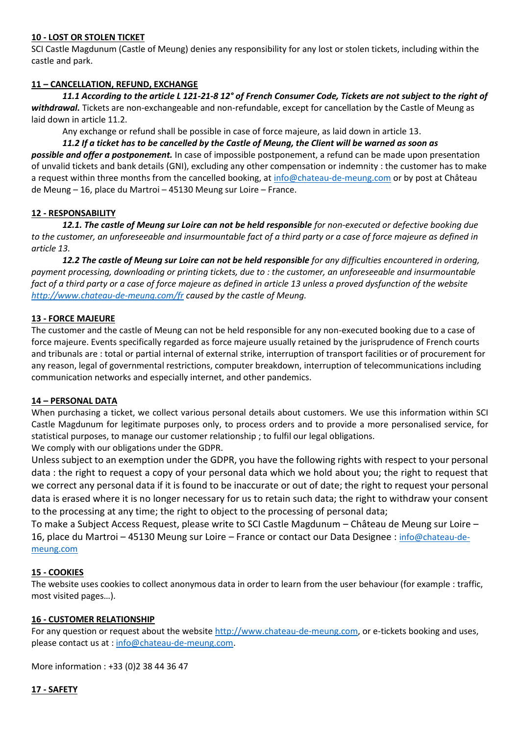**10 - LOST OR STOLEN TICKET**

SCI Castle Magdunum (Castle of Meung) denies any responsibility for any lost or stolen tickets, including within the castle and park.

**11 – CANCELLATION, REFUND, EXCHANGE**

***11.1 According to the article L 121-21-8 12° of French Consumer Code, Tickets are not subject to the right of withdrawal.*** Tickets are non-exchangeable and non-refundable, except for cancellation by the Castle of Meung as laid down in article 11.2.

Any exchange or refund shall be possible in case of force majeure, as laid down in article 13.

***11.2 If a ticket has to be cancelled by the Castle of Meung, the Client will be warned as soon as possible and offer a postponement.*** In case of impossible postponement, a refund can be made upon presentation of unvalid tickets and bank details (GNI), excluding any other compensation or indemnity : the customer has to make a request within three months from the cancelled booking, at info@chateau-de-meung.com or by post at Château de Meung – 16, place du Martroi – 45130 Meung sur Loire – France.

**12 - RESPONSABILITY**

***12.1. The castle of Meung sur Loire can not be held responsible*** *for non-executed or defective booking due to the customer, an unforeseeable and insurmountable fact of a third party or a case of force majeure as defined in article 13.*

***12.2 The castle of Meung sur Loire can not be held responsible*** *for any difficulties encountered in ordering, payment processing, downloading or printing tickets, due to : the customer, an unforeseeable and insurmountable fact of a third party or a case of force majeure as defined in article 13 unless a proved dysfunction of the website http://www.chateau-de-meung.com/fr caused by the castle of Meung.*

**13 - FORCE MAJEURE**

The customer and the castle of Meung can not be held responsible for any non-executed booking due to a case of force majeure. Events specifically regarded as force majeure usually retained by the jurisprudence of French courts and tribunals are : total or partial internal of external strike, interruption of transport facilities or of procurement for any reason, legal of governmental restrictions, computer breakdown, interruption of telecommunications including communication networks and especially internet, and other pandemics.

**14 – PERSONAL DATA**

When purchasing a ticket, we collect various personal details about customers. We use this information within SCI Castle Magdunum for legitimate purposes only, to process orders and to provide a more personalised service, for statistical purposes, to manage our customer relationship ; to fulfil our legal obligations.

We comply with our obligations under the GDPR.

Unless subject to an exemption under the GDPR, you have the following rights with respect to your personal data : the right to request a copy of your personal data which we hold about you; the right to request that we correct any personal data if it is found to be inaccurate or out of date; the right to request your personal data is erased where it is no longer necessary for us to retain such data; the right to withdraw your consent to the processing at any time; the right to object to the processing of personal data;

To make a Subject Access Request, please write to SCI Castle Magdunum – Château de Meung sur Loire – 16, place du Martroi – 45130 Meung sur Loire – France or contact our Data Designee : info@chateau-de-meung.com

**15 - COOKIES**

The website uses cookies to collect anonymous data in order to learn from the user behaviour (for example : traffic, most visited pages…).

**16 - CUSTOMER RELATIONSHIP**

For any question or request about the website http://www.chateau-de-meung.com, or e-tickets booking and uses, please contact us at : info@chateau-de-meung.com.

More information : +33 (0)2 38 44 36 47

**17 - SAFETY**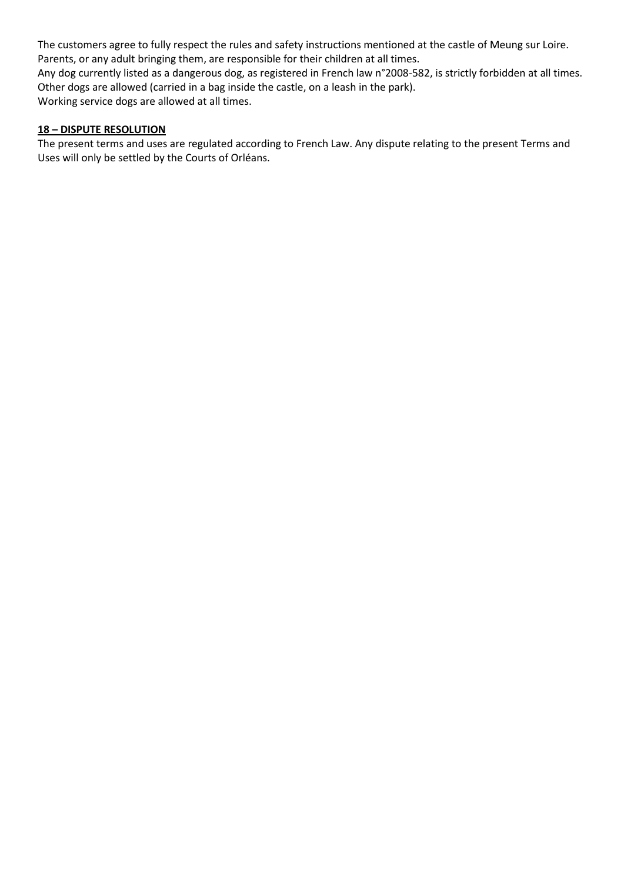The customers agree to fully respect the rules and safety instructions mentioned at the castle of Meung sur Loire.
Parents, or any adult bringing them, are responsible for their children at all times.
Any dog currently listed as a dangerous dog, as registered in French law n°2008-582, is strictly forbidden at all times.
Other dogs are allowed (carried in a bag inside the castle, on a leash in the park).
Working service dogs are allowed at all times.

**18 – DISPUTE RESOLUTION**

The present terms and uses are regulated according to French Law. Any dispute relating to the present Terms and Uses will only be settled by the Courts of Orléans.